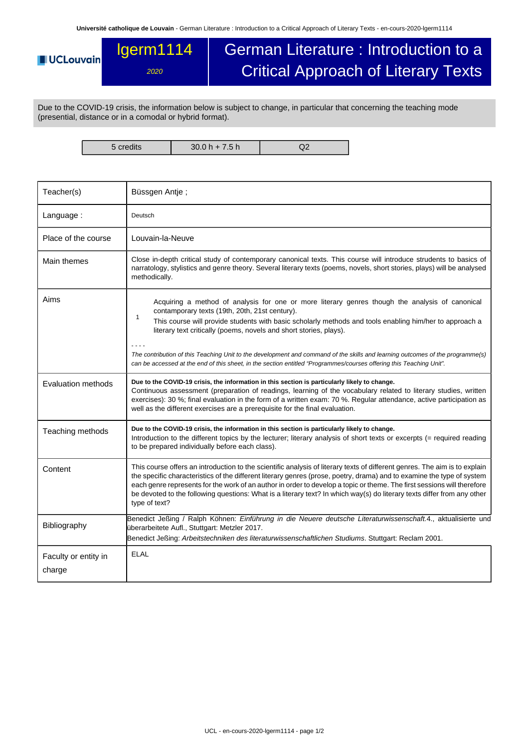# lgerm1114 — German Literature : Introduction to a Critical Approach of Literary Texts

*2020*

UCLouvain

Due to the COVID-19 crisis, the information below is subject to change, in particular that concerning the teaching mode (presential, distance or in a comodal or hybrid format).

| 5 credits | 30.0 h + 7.5 h | Q2 |
|---|---|---|

| | |
|---|---|
| Teacher(s) | Büssgen Antje ; |
| Language : | Deutsch |
| Place of the course | Louvain-la-Neuve |
| Main themes | Close in-depth critical study of contemporary canonical texts. This course will introduce students to basics of narratology, stylistics and genre theory. Several literary texts (poems, novels, short stories, plays) will be analysed methodically. |
| Aims | 1 — Acquiring a method of analysis for one or more literary genres though the analysis of canonical contamporary texts (19th, 20th, 21st century). This course will provide students with basic scholarly methods and tools enabling him/her to approach a literary text critically (poems, novels and short stories, plays).<br><br>- - - -<br>*The contribution of this Teaching Unit to the development and command of the skills and learning outcomes of the programme(s) can be accessed at the end of this sheet, in the section entitled "Programmes/courses offering this Teaching Unit".* |
| Evaluation methods | **Due to the COVID-19 crisis, the information in this section is particularly likely to change.**<br>Continuous assessment (preparation of readings, learning of the vocabulary related to literary studies, written exercises): 30 %; final evaluation in the form of a written exam: 70 %. Regular attendance, active participation as well as the different exercises are a prerequisite for the final evaluation. |
| Teaching methods | **Due to the COVID-19 crisis, the information in this section is particularly likely to change.**<br>Introduction to the different topics by the lecturer; literary analysis of short texts or excerpts (= required reading to be prepared individually before each class). |
| Content | This course offers an introduction to the scientific analysis of literary texts of different genres. The aim is to explain the specific characteristics of the different literary genres (prose, poetry, drama) and to examine the type of system each genre represents for the work of an author in order to develop a topic or theme. The first sessions will therefore be devoted to the following questions: What is a literary text? In which way(s) do literary texts differ from any other type of text? |
| Bibliography | Benedict Jeßing / Ralph Köhnen: *Einführung in die Neuere deutsche Literaturwissenschaft.*4., aktualisierte und überarbeitete Aufl., Stuttgart: Metzler 2017.<br>Benedict Jeßing: *Arbeitstechniken des literaturwissenschaftlichen Studiums*. Stuttgart: Reclam 2001. |
| Faculty or entity in charge | ELAL |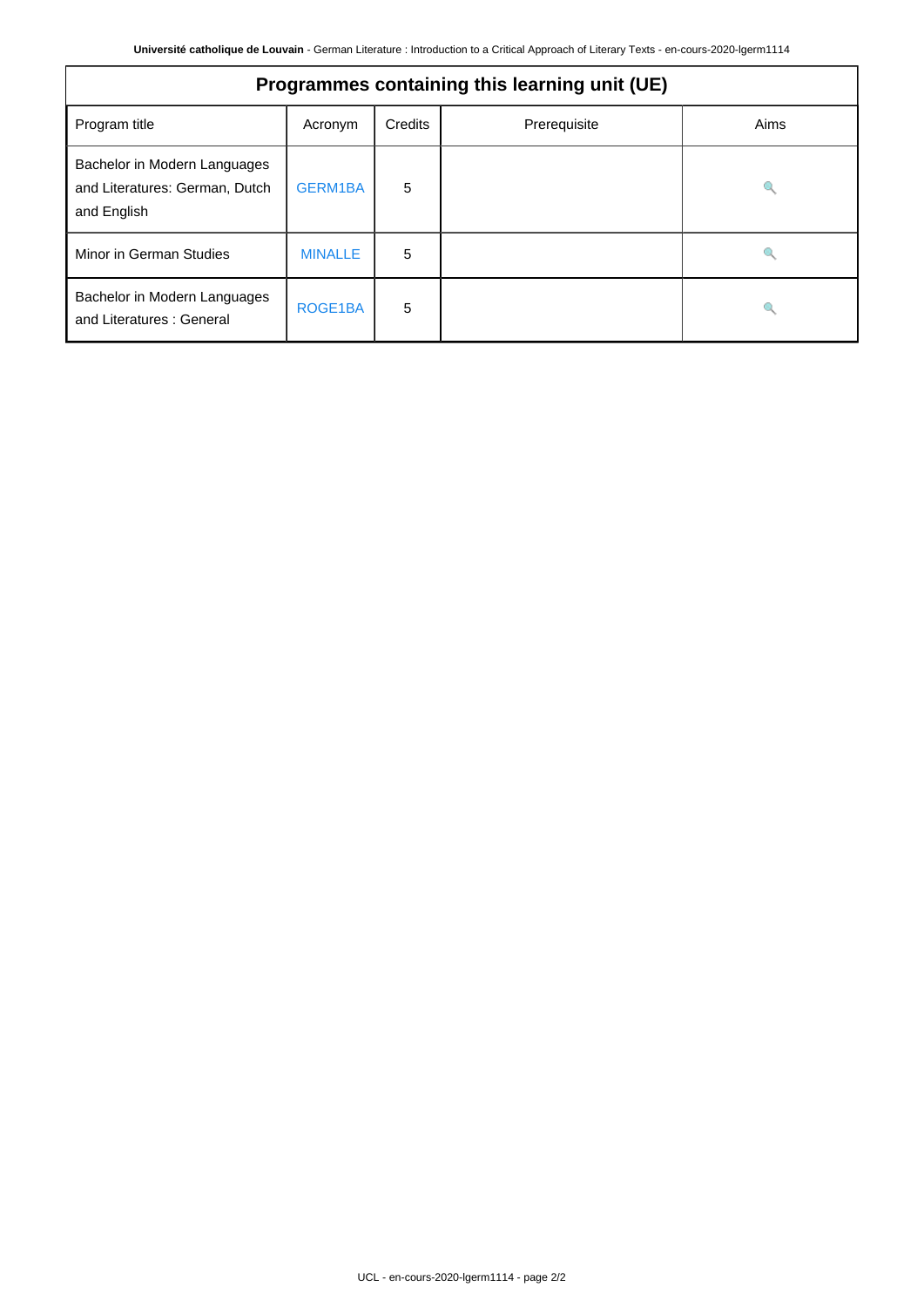## Programmes containing this learning unit (UE)

| Program title | Acronym | Credits | Prerequisite | Aims |
|---|---|---|---|---|
| Bachelor in Modern Languages and Literatures: German, Dutch and English | GERM1BA | 5 | | |
| Minor in German Studies | MINALLE | 5 | | |
| Bachelor in Modern Languages and Literatures : General | ROGE1BA | 5 | | |